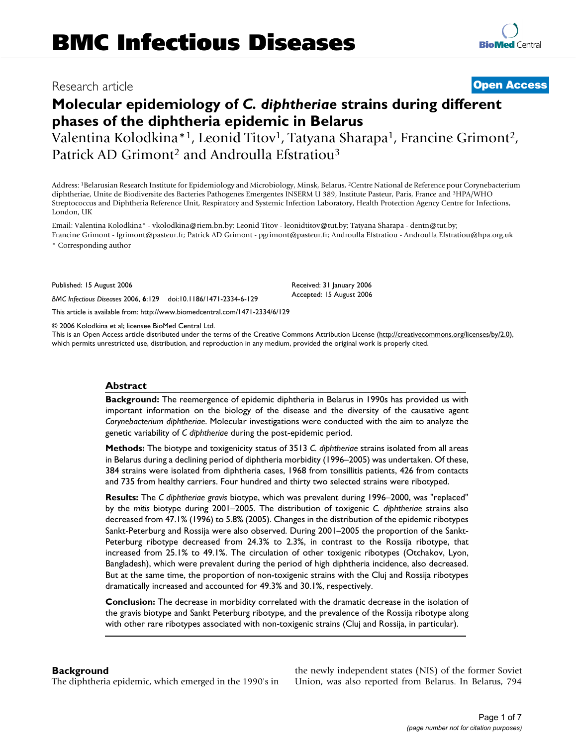# BMC Infectious Diseases

Research article

**Open Access**

## Molecular epidemiology of *C. diphtheriae* strains during different phases of the diphtheria epidemic in Belarus

Valentina Kolodkina*[1], Leonid Titov[1], Tatyana Sharapa[1], Francine Grimont[2], Patrick AD Grimont[2] and Androulla Efstratiou[3]

Address: [1]Belarusian Research Institute for Epidemiology and Microbiology, Minsk, Belarus, [2]Centre National de Reference pour Corynebacterium diphtheriae, Unite de Biodiversite des Bacteries Pathogenes Emergentes INSERM U 389, Institute Pasteur, Paris, France and [3]HPA/WHO Streptococcus and Diphtheria Reference Unit, Respiratory and Systemic Infection Laboratory, Health Protection Agency Centre for Infections, London, UK

Email: Valentina Kolodkina* - vkolodkina@riem.bn.by; Leonid Titov - leonidtitov@tut.by; Tatyana Sharapa - dentn@tut.by; Francine Grimont - fgrimont@pasteur.fr; Patrick AD Grimont - pgrimont@pasteur.fr; Androulla Efstratiou - Androulla.Efstratiou@hpa.org.uk

\* Corresponding author

Published: 15 August 2006

*BMC Infectious Diseases* 2006, **6**:129 doi:10.1186/1471-2334-6-129

Received: 31 January 2006
Accepted: 15 August 2006

This article is available from: http://www.biomedcentral.com/1471-2334/6/129

© 2006 Kolodkina et al; licensee BioMed Central Ltd.
This is an Open Access article distributed under the terms of the Creative Commons Attribution License (http://creativecommons.org/licenses/by/2.0), which permits unrestricted use, distribution, and reproduction in any medium, provided the original work is properly cited.

### Abstract

**Background:** The reemergence of epidemic diphtheria in Belarus in 1990s has provided us with important information on the biology of the disease and the diversity of the causative agent *Corynebacterium diphtheriae*. Molecular investigations were conducted with the aim to analyze the genetic variability of *C diphtheriae* during the post-epidemic period.

**Methods:** The biotype and toxigenicity status of 3513 *C. diphtheriae* strains isolated from all areas in Belarus during a declining period of diphtheria morbidity (1996–2005) was undertaken. Of these, 384 strains were isolated from diphtheria cases, 1968 from tonsillitis patients, 426 from contacts and 735 from healthy carriers. Four hundred and thirty two selected strains were ribotyped.

**Results:** The *C diphtheriae gravis* biotype, which was prevalent during 1996–2000, was "replaced" by the *mitis* biotype during 2001–2005. The distribution of toxigenic *C. diphtheriae* strains also decreased from 47.1% (1996) to 5.8% (2005). Changes in the distribution of the epidemic ribotypes Sankt-Peterburg and Rossija were also observed. During 2001–2005 the proportion of the Sankt-Peterburg ribotype decreased from 24.3% to 2.3%, in contrast to the Rossija ribotype, that increased from 25.1% to 49.1%. The circulation of other toxigenic ribotypes (Otchakov, Lyon, Bangladesh), which were prevalent during the period of high diphtheria incidence, also decreased. But at the same time, the proportion of non-toxigenic strains with the Cluj and Rossija ribotypes dramatically increased and accounted for 49.3% and 30.1%, respectively.

**Conclusion:** The decrease in morbidity correlated with the dramatic decrease in the isolation of the gravis biotype and Sankt Peterburg ribotype, and the prevalence of the Rossija ribotype along with other rare ribotypes associated with non-toxigenic strains (Cluj and Rossija, in particular).

### Background

The diphtheria epidemic, which emerged in the 1990's in the newly independent states (NIS) of the former Soviet Union, was also reported from Belarus. In Belarus, 794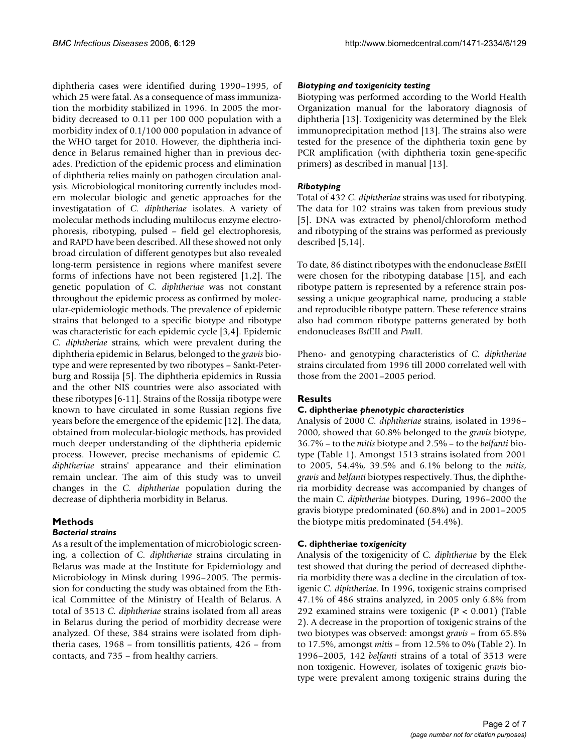diphtheria cases were identified during 1990–1995, of which 25 were fatal. As a consequence of mass immunization the morbidity stabilized in 1996. In 2005 the morbidity decreased to 0.11 per 100 000 population with a morbidity index of 0.1/100 000 population in advance of the WHO target for 2010. However, the diphtheria incidence in Belarus remained higher than in previous decades. Prediction of the epidemic process and elimination of diphtheria relies mainly on pathogen circulation analysis. Microbiological monitoring currently includes modern molecular biologic and genetic approaches for the investigatation of *C. diphtheriae* isolates. A variety of molecular methods including multilocus enzyme electrophoresis, ribotyping, pulsed – field gel electrophoresis, and RAPD have been described. All these showed not only broad circulation of different genotypes but also revealed long-term persistence in regions where manifest severe forms of infections have not been registered [1,2]. The genetic population of *C. diphtheriae* was not constant throughout the epidemic process as confirmed by molecular-epidemiologic methods. The prevalence of epidemic strains that belonged to a specific biotype and ribotype was characteristic for each epidemic cycle [3,4]. Epidemic *C. diphtheriae* strains, which were prevalent during the diphtheria epidemic in Belarus, belonged to the *gravis* biotype and were represented by two ribotypes – Sankt-Peterburg and Rossija [5]. The diphtheria epidemics in Russia and the other NIS countries were also associated with these ribotypes [6-11]. Strains of the Rossija ribotype were known to have circulated in some Russian regions five years before the emergence of the epidemic [12]. The data, obtained from molecular-biologic methods, has provided much deeper understanding of the diphtheria epidemic process. However, precise mechanisms of epidemic *C. diphtheriae* strains' appearance and their elimination remain unclear. The aim of this study was to unveil changes in the *C. diphtheriae* population during the decrease of diphtheria morbidity in Belarus.

## Methods

### *Bacterial strains*

As a result of the implementation of microbiologic screening, a collection of *C. diphtheriae* strains circulating in Belarus was made at the Institute for Epidemiology and Microbiology in Minsk during 1996–2005. The permission for conducting the study was obtained from the Ethical Committee of the Ministry of Health of Belarus. A total of 3513 *C. diphtheriae* strains isolated from all areas in Belarus during the period of morbidity decrease were analyzed. Of these, 384 strains were isolated from diphtheria cases, 1968 – from tonsillitis patients, 426 – from contacts, and 735 – from healthy carriers.

### *Biotyping and toxigenicity testing*

Biotyping was performed according to the World Health Organization manual for the laboratory diagnosis of diphtheria [13]. Toxigenicity was determined by the Elek immunoprecipitation method [13]. The strains also were tested for the presence of the diphtheria toxin gene by PCR amplification (with diphtheria toxin gene-specific primers) as described in manual [13].

### *Ribotyping*

Total of 432 *C. diphtheriae* strains was used for ribotyping. The data for 102 strains was taken from previous study [5]. DNA was extracted by phenol/chloroform method and ribotyping of the strains was performed as previously described [5,14].

To date, 86 distinct ribotypes with the endonuclease *Bst*EII were chosen for the ribotyping database [15], and each ribotype pattern is represented by a reference strain possessing a unique geographical name, producing a stable and reproducible ribotype pattern. These reference strains also had common ribotype patterns generated by both endonucleases *Bst*EII and *Pvu*II.

Pheno- and genotyping characteristics of *C. diphtheriae* strains circulated from 1996 till 2000 correlated well with those from the 2001–2005 period.

## Results

### C. diphtheriae *phenotypic characteristics*

Analysis of 2000 *C. diphtheriae* strains, isolated in 1996–2000, showed that 60.8% belonged to the *gravis* biotype, 36.7% – to the *mitis* biotype and 2.5% – to the *belfanti* biotype (Table 1). Amongst 1513 strains isolated from 2001 to 2005, 54.4%, 39.5% and 6.1% belong to the *mitis*, *gravis* and *belfanti* biotypes respectively. Thus, the diphtheria morbidity decrease was accompanied by changes of the main *C. diphtheriae* biotypes. During, 1996–2000 the gravis biotype predominated (60.8%) and in 2001–2005 the biotype mitis predominated (54.4%).

### C. diphtheriae *toxigenicity*

Analysis of the toxigenicity of *C. diphtheriae* by the Elek test showed that during the period of decreased diphtheria morbidity there was a decline in the circulation of toxigenic *C. diphtheriae*. In 1996, toxigenic strains comprised 47.1% of 486 strains analyzed, in 2005 only 6.8% from 292 examined strains were toxigenic ($P < 0.001$) (Table 2). A decrease in the proportion of toxigenic strains of the two biotypes was observed: amongst *gravis* – from 65.8% to 17.5%, amongst *mitis* – from 12.5% to 0% (Table 2). In 1996–2005, 142 *belfanti* strains of a total of 3513 were non toxigenic. However, isolates of toxigenic *gravis* biotype were prevalent among toxigenic strains during the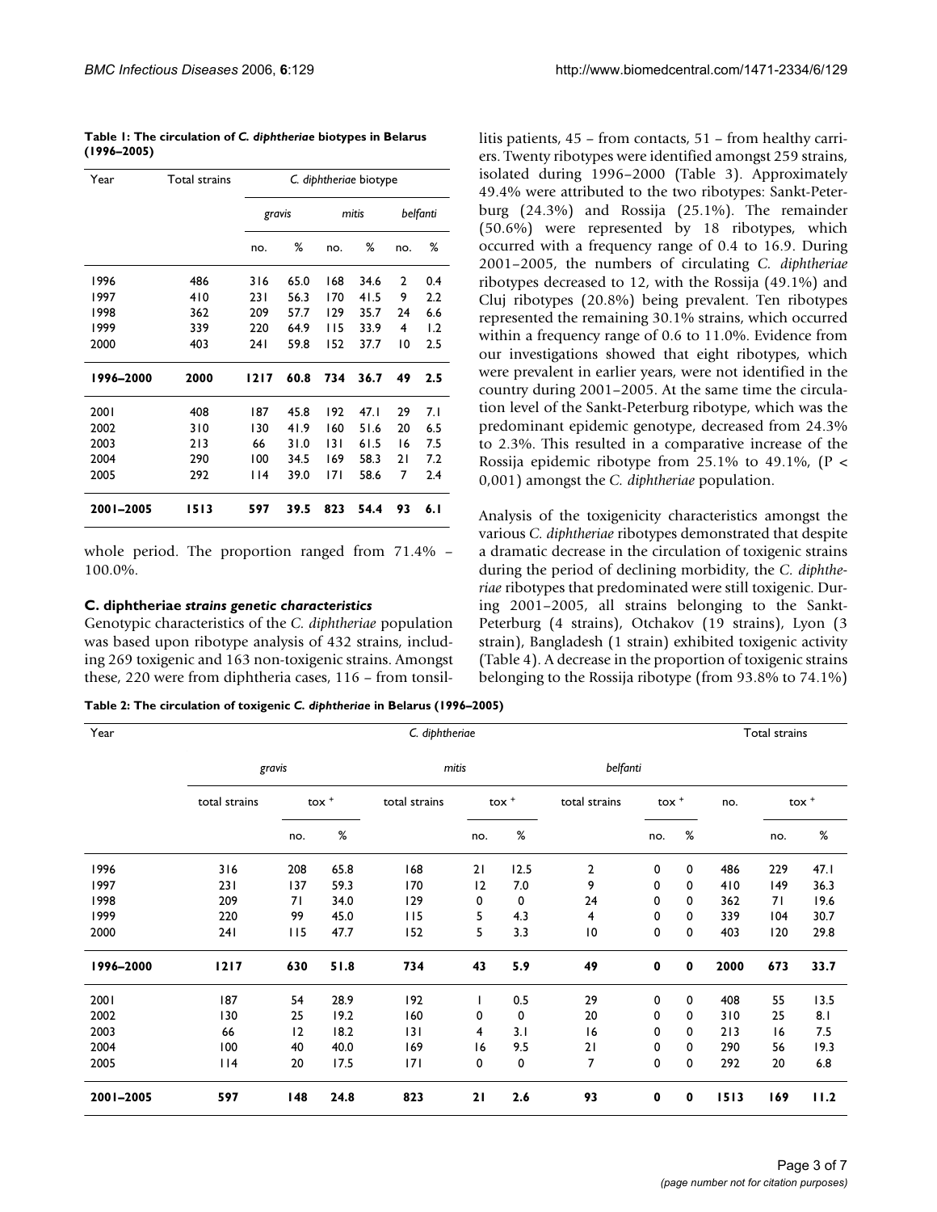**Table 1: The circulation of *C. diphtheriae* biotypes in Belarus (1996–2005)**

| Year | Total strains | *C. diphtheriae* biotype | | | | | |
|---|---|---|---|---|---|---|---|
| | | *gravis* | | *mitis* | | *belfanti* | |
| | | no. | % | no. | % | no. | % |
| 1996 | 486 | 316 | 65.0 | 168 | 34.6 | 2 | 0.4 |
| 1997 | 410 | 231 | 56.3 | 170 | 41.5 | 9 | 2.2 |
| 1998 | 362 | 209 | 57.7 | 129 | 35.7 | 24 | 6.6 |
| 1999 | 339 | 220 | 64.9 | 115 | 33.9 | 4 | 1.2 |
| 2000 | 403 | 241 | 59.8 | 152 | 37.7 | 10 | 2.5 |
| **1996–2000** | **2000** | **1217** | **60.8** | **734** | **36.7** | **49** | **2.5** |
| 2001 | 408 | 187 | 45.8 | 192 | 47.1 | 29 | 7.1 |
| 2002 | 310 | 130 | 41.9 | 160 | 51.6 | 20 | 6.5 |
| 2003 | 213 | 66 | 31.0 | 131 | 61.5 | 16 | 7.5 |
| 2004 | 290 | 100 | 34.5 | 169 | 58.3 | 21 | 7.2 |
| 2005 | 292 | 114 | 39.0 | 171 | 58.6 | 7 | 2.4 |
| **2001–2005** | **1513** | **597** | **39.5** | **823** | **54.4** | **93** | **6.1** |

whole period. The proportion ranged from 71.4% – 100.0%.

### C. diphtheriae *strains genetic characteristics*

Genotypic characteristics of the *C. diphtheriae* population was based upon ribotype analysis of 432 strains, including 269 toxigenic and 163 non-toxigenic strains. Amongst these, 220 were from diphtheria cases, 116 – from tonsillitis patients, 45 – from contacts, 51 – from healthy carriers. Twenty ribotypes were identified amongst 259 strains, isolated during 1996–2000 (Table 3). Approximately 49.4% were attributed to the two ribotypes: Sankt-Peterburg (24.3%) and Rossija (25.1%). The remainder (50.6%) were represented by 18 ribotypes, which occurred with a frequency range of 0.4 to 16.9. During 2001–2005, the numbers of circulating *C. diphtheriae* ribotypes decreased to 12, with the Rossija (49.1%) and Cluj ribotypes (20.8%) being prevalent. Ten ribotypes represented the remaining 30.1% strains, which occurred within a frequency range of 0.6 to 11.0%. Evidence from our investigations showed that eight ribotypes, which were prevalent in earlier years, were not identified in the country during 2001–2005. At the same time the circulation level of the Sankt-Peterburg ribotype, which was the predominant epidemic genotype, decreased from 24.3% to 2.3%. This resulted in a comparative increase of the Rossija epidemic ribotype from 25.1% to 49.1%, ($P <$ 0,001) amongst the *C. diphtheriae* population.

Analysis of the toxigenicity characteristics amongst the various *C. diphtheriae* ribotypes demonstrated that despite a dramatic decrease in the circulation of toxigenic strains during the period of declining morbidity, the *C. diphtheriae* ribotypes that predominated were still toxigenic. During 2001–2005, all strains belonging to the Sankt-Peterburg (4 strains), Otchakov (19 strains), Lyon (3 strain), Bangladesh (1 strain) exhibited toxigenic activity (Table 4). A decrease in the proportion of toxigenic strains belonging to the Rossija ribotype (from 93.8% to 74.1%)

**Table 2: The circulation of toxigenic *C. diphtheriae* in Belarus (1996–2005)**

| Year | *C. diphtheriae* | | | | | | | | | Total strains | | |
|---|---|---|---|---|---|---|---|---|---|---|---|---|
| | *gravis* | | | *mitis* | | | *belfanti* | | | | | |
| | total strains | tox + | | total strains | tox + | | total strains | tox + | | no. | tox + | |
| | | no. | % | | no. | % | | no. | % | | no. | % |
| 1996 | 316 | 208 | 65.8 | 168 | 21 | 12.5 | 2 | 0 | 0 | 486 | 229 | 47.1 |
| 1997 | 231 | 137 | 59.3 | 170 | 12 | 7.0 | 9 | 0 | 0 | 410 | 149 | 36.3 |
| 1998 | 209 | 71 | 34.0 | 129 | 0 | 0 | 24 | 0 | 0 | 362 | 71 | 19.6 |
| 1999 | 220 | 99 | 45.0 | 115 | 5 | 4.3 | 4 | 0 | 0 | 339 | 104 | 30.7 |
| 2000 | 241 | 115 | 47.7 | 152 | 5 | 3.3 | 10 | 0 | 0 | 403 | 120 | 29.8 |
| **1996–2000** | **1217** | **630** | **51.8** | **734** | **43** | **5.9** | **49** | **0** | **0** | **2000** | **673** | **33.7** |
| 2001 | 187 | 54 | 28.9 | 192 | 1 | 0.5 | 29 | 0 | 0 | 408 | 55 | 13.5 |
| 2002 | 130 | 25 | 19.2 | 160 | 0 | 0 | 20 | 0 | 0 | 310 | 25 | 8.1 |
| 2003 | 66 | 12 | 18.2 | 131 | 4 | 3.1 | 16 | 0 | 0 | 213 | 16 | 7.5 |
| 2004 | 100 | 40 | 40.0 | 169 | 16 | 9.5 | 21 | 0 | 0 | 290 | 56 | 19.3 |
| 2005 | 114 | 20 | 17.5 | 171 | 0 | 0 | 7 | 0 | 0 | 292 | 20 | 6.8 |
| **2001–2005** | **597** | **148** | **24.8** | **823** | **21** | **2.6** | **93** | **0** | **0** | **1513** | **169** | **11.2** |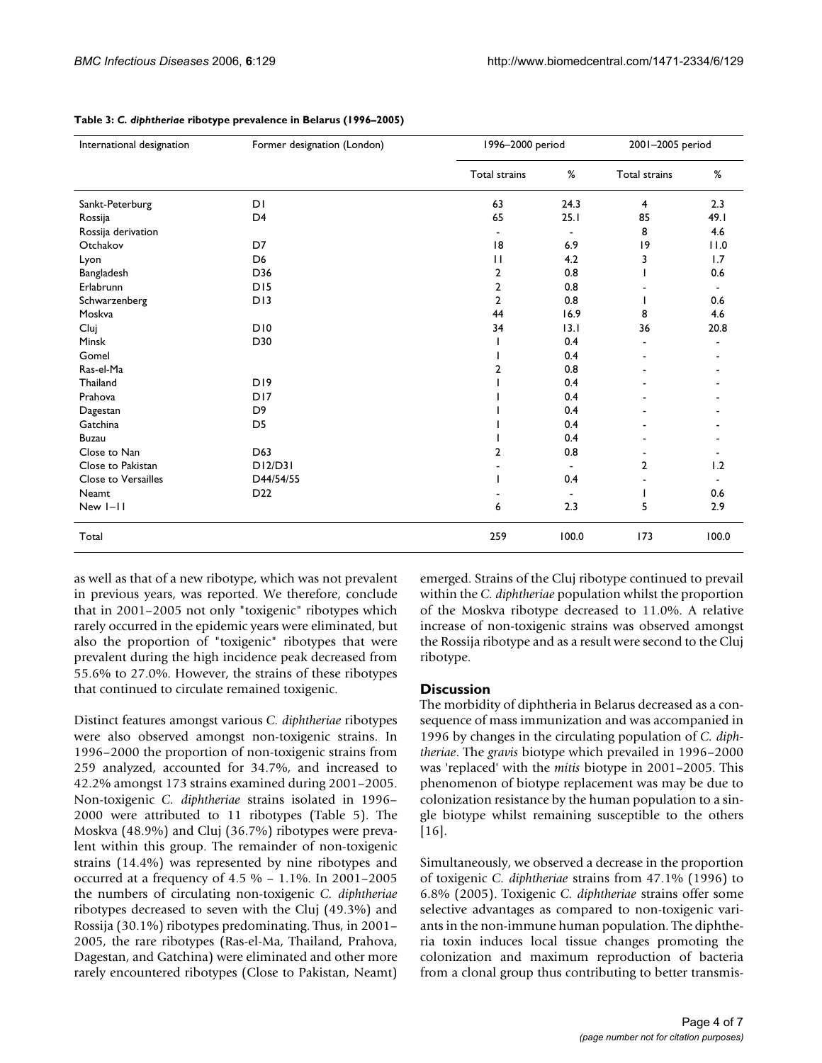**Table 3: *C. diphtheriae* ribotype prevalence in Belarus (1996–2005)**

| International designation | Former designation (London) | 1996–2000 period | | 2001–2005 period | |
|---|---|---|---|---|---|
| | | Total strains | % | Total strains | % |
| Sankt-Peterburg | D1 | 63 | 24.3 | 4 | 2.3 |
| Rossija | D4 | 65 | 25.1 | 85 | 49.1 |
| Rossija derivation | | - | - | 8 | 4.6 |
| Otchakov | D7 | 18 | 6.9 | 19 | 11.0 |
| Lyon | D6 | 11 | 4.2 | 3 | 1.7 |
| Bangladesh | D36 | 2 | 0.8 | 1 | 0.6 |
| Erlabrunn | D15 | 2 | 0.8 | - | - |
| Schwarzenberg | D13 | 2 | 0.8 | 1 | 0.6 |
| Moskva | | 44 | 16.9 | 8 | 4.6 |
| Cluj | D10 | 34 | 13.1 | 36 | 20.8 |
| Minsk | D30 | 1 | 0.4 | - | - |
| Gomel | | 1 | 0.4 | - | - |
| Ras-el-Ma | | 2 | 0.8 | - | - |
| Thailand | D19 | 1 | 0.4 | - | - |
| Prahova | D17 | 1 | 0.4 | - | - |
| Dagestan | D9 | 1 | 0.4 | - | - |
| Gatchina | D5 | 1 | 0.4 | - | - |
| Buzau | | 1 | 0.4 | - | - |
| Close to Nan | D63 | 2 | 0.8 | - | - |
| Close to Pakistan | D12/D31 | - | - | 2 | 1.2 |
| Close to Versailles | D44/54/55 | 1 | 0.4 | - | - |
| Neamt | D22 | - | - | 1 | 0.6 |
| New 1–11 | | 6 | 2.3 | 5 | 2.9 |
| Total | | 259 | 100.0 | 173 | 100.0 |

as well as that of a new ribotype, which was not prevalent in previous years, was reported. We therefore, conclude that in 2001–2005 not only "toxigenic" ribotypes which rarely occurred in the epidemic years were eliminated, but also the proportion of "toxigenic" ribotypes that were prevalent during the high incidence peak decreased from 55.6% to 27.0%. However, the strains of these ribotypes that continued to circulate remained toxigenic.

Distinct features amongst various *C. diphtheriae* ribotypes were also observed amongst non-toxigenic strains. In 1996–2000 the proportion of non-toxigenic strains from 259 analyzed, accounted for 34.7%, and increased to 42.2% amongst 173 strains examined during 2001–2005. Non-toxigenic *C. diphtheriae* strains isolated in 1996–2000 were attributed to 11 ribotypes (Table 5). The Moskva (48.9%) and Cluj (36.7%) ribotypes were prevalent within this group. The remainder of non-toxigenic strains (14.4%) was represented by nine ribotypes and occurred at a frequency of 4.5 % – 1.1%. In 2001–2005 the numbers of circulating non-toxigenic *C. diphtheriae* ribotypes decreased to seven with the Cluj (49.3%) and Rossija (30.1%) ribotypes predominating. Thus, in 2001–2005, the rare ribotypes (Ras-el-Ma, Thailand, Prahova, Dagestan, and Gatchina) were eliminated and other more rarely encountered ribotypes (Close to Pakistan, Neamt) emerged. Strains of the Cluj ribotype continued to prevail within the *C. diphtheriae* population whilst the proportion of the Moskva ribotype decreased to 11.0%. A relative increase of non-toxigenic strains was observed amongst the Rossija ribotype and as a result were second to the Cluj ribotype.

## Discussion

The morbidity of diphtheria in Belarus decreased as a consequence of mass immunization and was accompanied in 1996 by changes in the circulating population of *C. diphtheriae*. The *gravis* biotype which prevailed in 1996–2000 was 'replaced' with the *mitis* biotype in 2001–2005. This phenomenon of biotype replacement was may be due to colonization resistance by the human population to a single biotype whilst remaining susceptible to the others [16].

Simultaneously, we observed a decrease in the proportion of toxigenic *C. diphtheriae* strains from 47.1% (1996) to 6.8% (2005). Toxigenic *C. diphtheriae* strains offer some selective advantages as compared to non-toxigenic variants in the non-immune human population. The diphtheria toxin induces local tissue changes promoting the colonization and maximum reproduction of bacteria from a clonal group thus contributing to better transmis-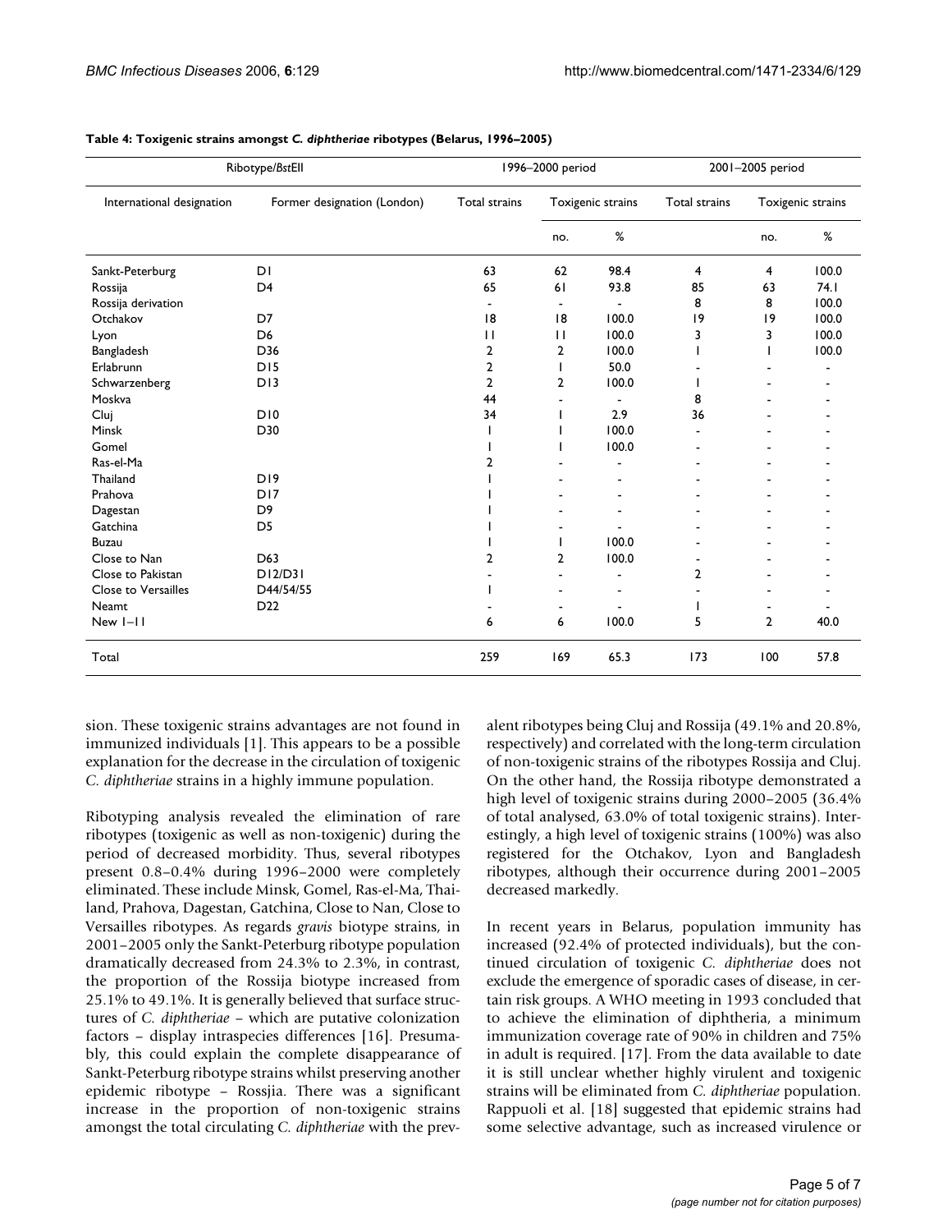**Table 4: Toxigenic strains amongst *C. diphtheriae* ribotypes (Belarus, 1996–2005)**

| Ribotype/*Bst*EII | | 1996–2000 period | | | 2001–2005 period | | |
|---|---|---|---|---|---|---|---|
| International designation | Former designation (London) | Total strains | Toxigenic strains | | Total strains | Toxigenic strains | |
| | | | no. | % | | no. | % |
| Sankt-Peterburg | D1 | 63 | 62 | 98.4 | 4 | 4 | 100.0 |
| Rossija | D4 | 65 | 61 | 93.8 | 85 | 63 | 74.1 |
| Rossija derivation | | - | - | - | 8 | 8 | 100.0 |
| Otchakov | D7 | 18 | 18 | 100.0 | 19 | 19 | 100.0 |
| Lyon | D6 | 11 | 11 | 100.0 | 3 | 3 | 100.0 |
| Bangladesh | D36 | 2 | 2 | 100.0 | 1 | 1 | 100.0 |
| Erlabrunn | D15 | 2 | 1 | 50.0 | - | - | - |
| Schwarzenberg | D13 | 2 | 2 | 100.0 | 1 | - | - |
| Moskva | | 44 | - | - | 8 | - | - |
| Cluj | D10 | 34 | 1 | 2.9 | 36 | - | - |
| Minsk | D30 | 1 | 1 | 100.0 | - | - | - |
| Gomel | | 1 | 1 | 100.0 | - | - | - |
| Ras-el-Ma | | 2 | - | - | - | - | - |
| Thailand | D19 | 1 | - | - | - | - | - |
| Prahova | D17 | 1 | - | - | - | - | - |
| Dagestan | D9 | 1 | - | - | - | - | - |
| Gatchina | D5 | 1 | - | - | - | - | - |
| Buzau | | 1 | 1 | 100.0 | - | - | - |
| Close to Nan | D63 | 2 | 2 | 100.0 | - | - | - |
| Close to Pakistan | D12/D31 | - | - | - | 2 | - | - |
| Close to Versailles | D44/54/55 | 1 | - | - | - | - | - |
| Neamt | D22 | - | - | - | 1 | - | - |
| New 1–11 | | 6 | 6 | 100.0 | 5 | 2 | 40.0 |
| Total | | 259 | 169 | 65.3 | 173 | 100 | 57.8 |

sion. These toxigenic strains advantages are not found in immunized individuals [1]. This appears to be a possible explanation for the decrease in the circulation of toxigenic *C. diphtheriae* strains in a highly immune population.

Ribotyping analysis revealed the elimination of rare ribotypes (toxigenic as well as non-toxigenic) during the period of decreased morbidity. Thus, several ribotypes present 0.8–0.4% during 1996–2000 were completely eliminated. These include Minsk, Gomel, Ras-el-Ma, Thailand, Prahova, Dagestan, Gatchina, Close to Nan, Close to Versailles ribotypes. As regards *gravis* biotype strains, in 2001–2005 only the Sankt-Peterburg ribotype population dramatically decreased from 24.3% to 2.3%, in contrast, the proportion of the Rossija biotype increased from 25.1% to 49.1%. It is generally believed that surface structures of *C. diphtheriae* – which are putative colonization factors – display intraspecies differences [16]. Presumably, this could explain the complete disappearance of Sankt-Peterburg ribotype strains whilst preserving another epidemic ribotype – Rossjia. There was a significant increase in the proportion of non-toxigenic strains amongst the total circulating *C. diphtheriae* with the prevalent ribotypes being Cluj and Rossija (49.1% and 20.8%, respectively) and correlated with the long-term circulation of non-toxigenic strains of the ribotypes Rossija and Cluj. On the other hand, the Rossija ribotype demonstrated a high level of toxigenic strains during 2000–2005 (36.4% of total analysed, 63.0% of total toxigenic strains). Interestingly, a high level of toxigenic strains (100%) was also registered for the Otchakov, Lyon and Bangladesh ribotypes, although their occurrence during 2001–2005 decreased markedly.

In recent years in Belarus, population immunity has increased (92.4% of protected individuals), but the continued circulation of toxigenic *C. diphtheriae* does not exclude the emergence of sporadic cases of disease, in certain risk groups. A WHO meeting in 1993 concluded that to achieve the elimination of diphtheria, a minimum immunization coverage rate of 90% in children and 75% in adult is required. [17]. From the data available to date it is still unclear whether highly virulent and toxigenic strains will be eliminated from *C. diphtheriae* population. Rappuoli et al. [18] suggested that epidemic strains had some selective advantage, such as increased virulence or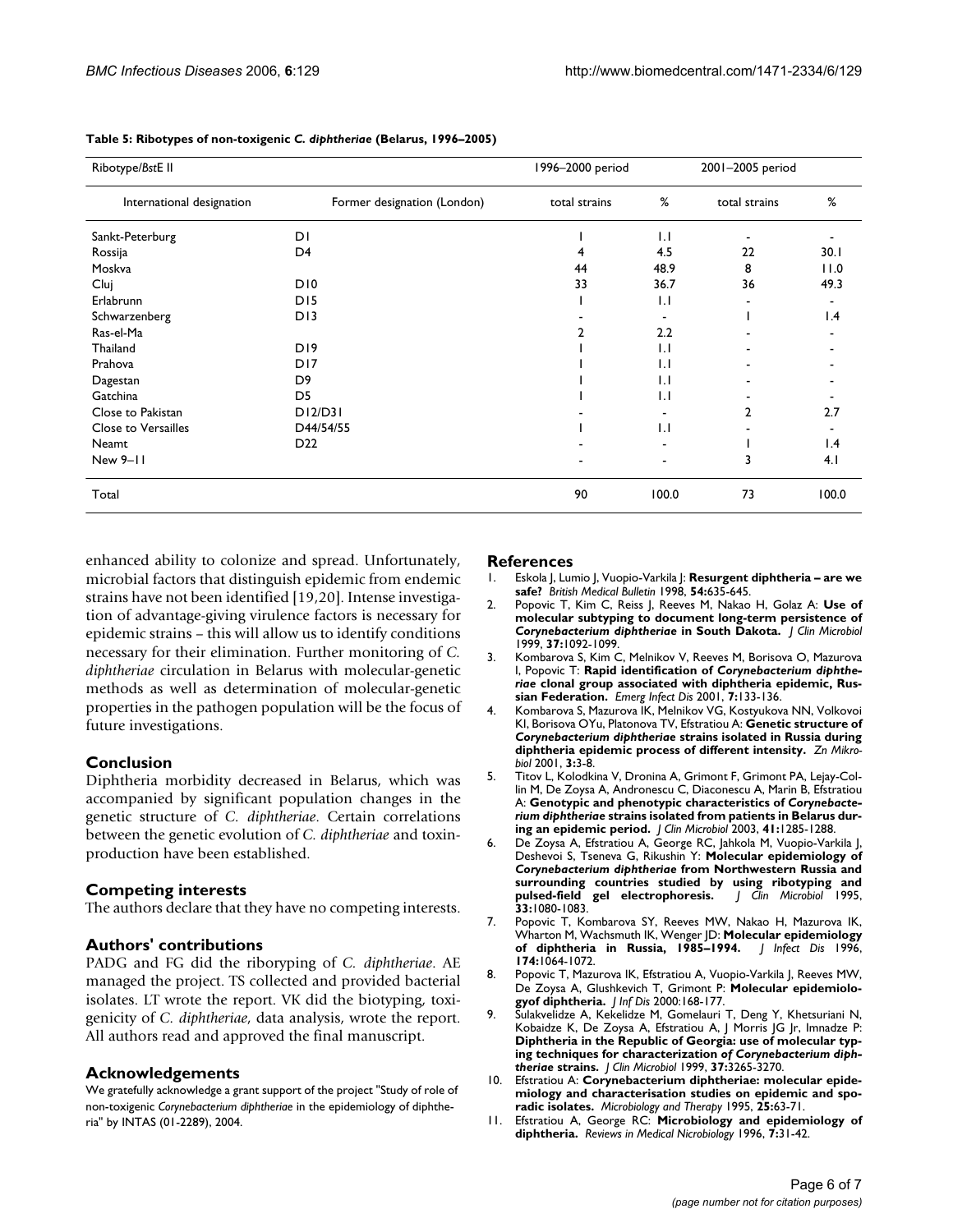**Table 5: Ribotypes of non-toxigenic *C. diphtheriae* (Belarus, 1996–2005)**

| Ribotype/*BstE* II | | 1996–2000 period | | 2001–2005 period | |
|---|---|---|---|---|---|
| International designation | Former designation (London) | total strains | % | total strains | % |
| Sankt-Peterburg | D1 | 1 | 1.1 | - | - |
| Rossija | D4 | 4 | 4.5 | 22 | 30.1 |
| Moskva | | 44 | 48.9 | 8 | 11.0 |
| Cluj | D10 | 33 | 36.7 | 36 | 49.3 |
| Erlabrunn | D15 | 1 | 1.1 | - | - |
| Schwarzenberg | D13 | - | - | 1 | 1.4 |
| Ras-el-Ma | | 2 | 2.2 | - | - |
| Thailand | D19 | 1 | 1.1 | - | - |
| Prahova | D17 | 1 | 1.1 | - | - |
| Dagestan | D9 | 1 | 1.1 | - | - |
| Gatchina | D5 | 1 | 1.1 | - | - |
| Close to Pakistan | D12/D31 | - | - | 2 | 2.7 |
| Close to Versailles | D44/54/55 | 1 | 1.1 | - | - |
| Neamt | D22 | - | - | 1 | 1.4 |
| New 9–11 | | - | - | 3 | 4.1 |
| Total | | 90 | 100.0 | 73 | 100.0 |

enhanced ability to colonize and spread. Unfortunately, microbial factors that distinguish epidemic from endemic strains have not been identified [19,20]. Intense investigation of advantage-giving virulence factors is necessary for epidemic strains – this will allow us to identify conditions necessary for their elimination. Further monitoring of *C. diphtheriae* circulation in Belarus with molecular-genetic methods as well as determination of molecular-genetic properties in the pathogen population will be the focus of future investigations.

## Conclusion

Diphtheria morbidity decreased in Belarus, which was accompanied by significant population changes in the genetic structure of *C. diphtheriae*. Certain correlations between the genetic evolution of *C. diphtheriae* and toxin-production have been established.

## Competing interests

The authors declare that they have no competing interests.

## Authors' contributions

PADG and FG did the riboryping of *C. diphtheriae*. AE managed the project. TS collected and provided bacterial isolates. LT wrote the report. VK did the biotyping, toxigenicity of *C. diphtheriae*, data analysis, wrote the report. All authors read and approved the final manuscript.

## Acknowledgements

We gratefully acknowledge a grant support of the project "Study of role of non-toxigenic *Corynebacterium diphtheriae* in the epidemiology of diphtheria" by INTAS (01-2289), 2004.

## References

1. Eskola J, Lumio J, Vuopio-Varkila J: **Resurgent diphtheria – are we safe?** *British Medical Bulletin* 1998, **54:**635-645.
2. Popovic T, Kim C, Reiss J, Reeves M, Nakao H, Golaz A: **Use of molecular subtyping to document long-term persistence of *Corynebacterium diphtheriae* in South Dakota.** *J Clin Microbiol* 1999, **37:**1092-1099.
3. Kombarova S, Kim C, Melnikov V, Reeves M, Borisova O, Mazurova I, Popovic T: **Rapid identification of *Corynebacterium diphtheriae* clonal group associated with diphtheria epidemic, Russian Federation.** *Emerg Infect Dis* 2001, **7:**133-136.
4. Kombarova S, Mazurova IK, Melnikov VG, Kostyukova NN, Volkovoi KI, Borisova OYu, Platonova TV, Efstratiou A: **Genetic structure of *Corynebacterium diphtheriae* strains isolated in Russia during diphtheria epidemic process of different intensity.** *Zn Mikrobiol* 2001, **3:**3-8.
5. Titov L, Kolodkina V, Dronina A, Grimont F, Grimont PA, Lejay-Collin M, De Zoysa A, Andronescu C, Diaconescu A, Marin B, Efstratiou A: **Genotypic and phenotypic characteristics of *Corynebacterium diphtheriae* strains isolated from patients in Belarus during an epidemic period.** *J Clin Microbiol* 2003, **41:**1285-1288.
6. De Zoysa A, Efstratiou A, George RC, Jahkola M, Vuopio-Varkila J, Deshevoi S, Tseneva G, Rikushin Y: **Molecular epidemiology of *Corynebacterium diphtheriae* from Northwestern Russia and surrounding countries studied by using ribotyping and pulsed-field gel electrophoresis.** *J Clin Microbiol* 1995, **33:**1080-1083.
7. Popovic T, Kombarova SY, Reeves MW, Nakao H, Mazurova IK, Wharton M, Wachsmuth IK, Wenger JD: **Molecular epidemiology of diphtheria in Russia, 1985–1994.** *J Infect Dis* 1996, **174:**1064-1072.
8. Popovic T, Mazurova IK, Efstratiou A, Vuopio-Varkila J, Reeves MW, De Zoysa A, Glushkevich T, Grimont P: **Molecular epidemiologyof diphtheria.** *J Inf Dis* 2000:168-177.
9. Sulakvelidze A, Kekelidze M, Gomelauri T, Deng Y, Khetsuriani N, Kobaidze K, De Zoysa A, Efstratiou A, J Morris JG Jr, Imnadze P: **Diphtheria in the Republic of Georgia: use of molecular typing techniques for characterization of *Corynebacterium diphtheriae* strains.** *J Clin Microbiol* 1999, **37:**3265-3270.
10. Efstratiou A: **Corynebacterium diphtheriae: molecular epidemiology and characterisation studies on epidemic and sporadic isolates.** *Microbiology and Therapy* 1995, **25:**63-71.
11. Efstratiou A, George RC: **Microbiology and epidemiology of diphtheria.** *Reviews in Medical Nicrobiology* 1996, **7:**31-42.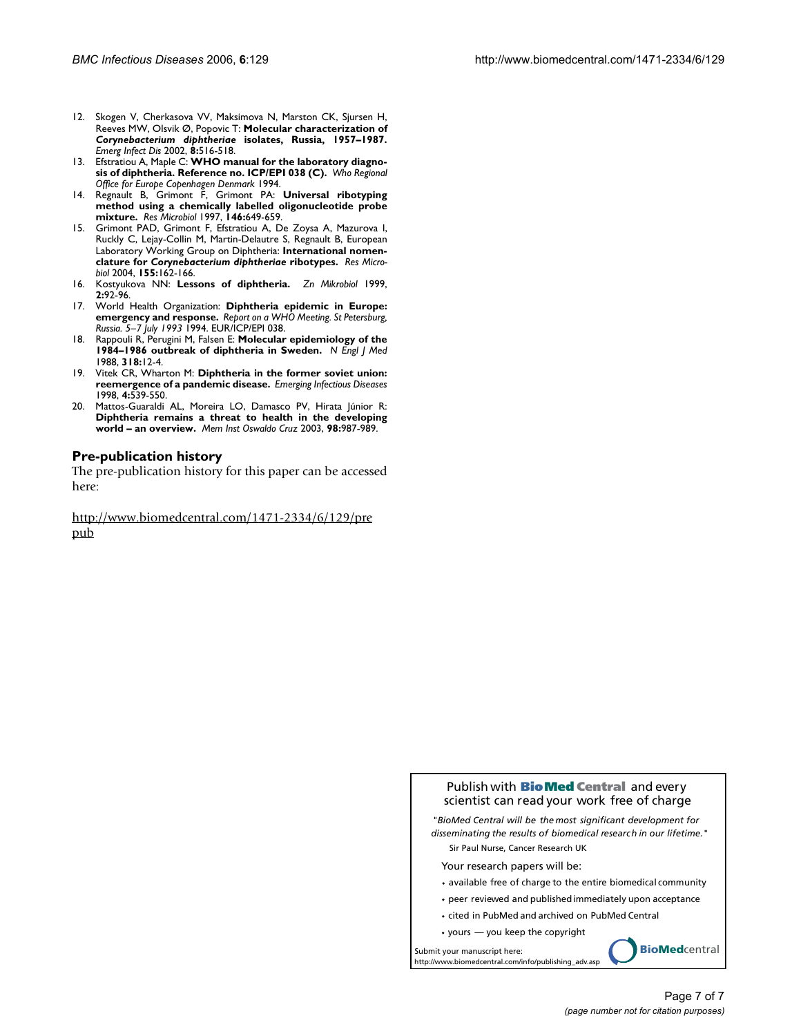12. Skogen V, Cherkasova VV, Maksimova N, Marston CK, Sjursen H, Reeves MW, Olsvik Ø, Popovic T: **Molecular characterization of *Corynebacterium diphtheriae* isolates, Russia, 1957–1987.** *Emerg Infect Dis* 2002, **8:**516-518.
13. Efstratiou A, Maple C: **WHO manual for the laboratory diagnosis of diphtheria. Reference no. ICP/EPI 038 (C).** *Who Regional Office for Europe Copenhagen Denmark* 1994.
14. Regnault B, Grimont F, Grimont PA: **Universal ribotyping method using a chemically labelled oligonucleotide probe mixture.** *Res Microbiol* 1997, **146:**649-659.
15. Grimont PAD, Grimont F, Efstratiou A, De Zoysa A, Mazurova I, Ruckly C, Lejay-Collin M, Martin-Delautre S, Regnault B, European Laboratory Working Group on Diphtheria: **International nomenclature for *Corynebacterium diphtheriae* ribotypes.** *Res Microbiol* 2004, **155:**162-166.
16. Kostyukova NN: **Lessons of diphtheria.** *Zn Mikrobiol* 1999, **2:**92-96.
17. World Health Organization: **Diphtheria epidemic in Europe: emergency and response.** *Report on a WHO Meeting. St Petersburg, Russia. 5–7 July 1993* 1994. EUR/ICP/EPI 038.
18. Rappouli R, Perugini M, Falsen E: **Molecular epidemiology of the 1984–1986 outbreak of diphtheria in Sweden.** *N Engl J Med* 1988, **318:**12-4.
19. Vitek CR, Wharton M: **Diphtheria in the former soviet union: reemergence of a pandemic disease.** *Emerging Infectious Diseases* 1998, **4:**539-550.
20. Mattos-Guaraldi AL, Moreira LO, Damasco PV, Hirata Júnior R: **Diphtheria remains a threat to health in the developing world – an overview.** *Mem Inst Oswaldo Cruz* 2003, **98:**987-989.

## Pre-publication history

The pre-publication history for this paper can be accessed here:

http://www.biomedcentral.com/1471-2334/6/129/prepub

Publish with **BioMed Central** and every scientist can read your work free of charge

*"BioMed Central will be the most significant development for disseminating the results of biomedical research in our lifetime."*

Sir Paul Nurse, Cancer Research UK

Your research papers will be:

- available free of charge to the entire biomedical community
- peer reviewed and published immediately upon acceptance
- cited in PubMed and archived on PubMed Central
- yours — you keep the copyright

Submit your manuscript here:
http://www.biomedcentral.com/info/publishing_adv.asp

BioMedcentral